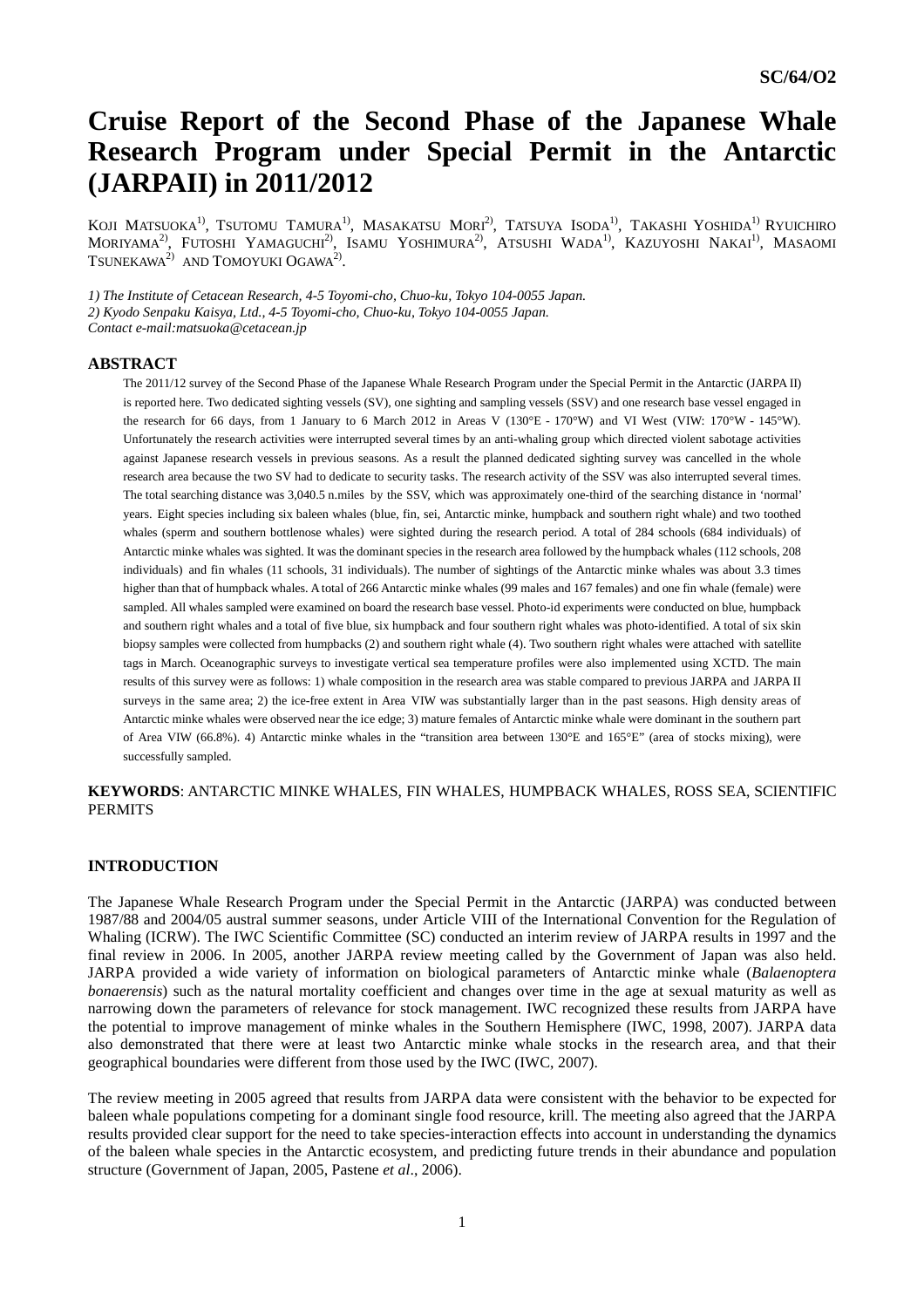SC/64/O2

# Cruise Report of the Second Phase of the Japanese Whale Research Program under Special Permit in the Antarctic (JARPAII) in 2011/2012

KOJI MATSUOKA[1], TSUTOMU TAMURA[1], MASAKATSU MORI[2], TATSUYA ISODA[1], TAKASHI YOSHIDA[1] RYUICHIRO MORIYAMA[2], FUTOSHI YAMAGUCHI[2], ISAMU YOSHIMURA[2], ATSUSHI WADA[1], KAZUYOSHI NAKAI[1], MASAOMI TSUNEKAWA[2] AND TOMOYUKI OGAWA[2].

*1) The Institute of Cetacean Research, 4-5 Toyomi-cho, Chuo-ku, Tokyo 104-0055 Japan.*
*2) Kyodo Senpaku Kaisya, Ltd., 4-5 Toyomi-cho, Chuo-ku, Tokyo 104-0055 Japan.*
*Contact e-mail:matsuoka@cetacean.jp*

## ABSTRACT

The 2011/12 survey of the Second Phase of the Japanese Whale Research Program under the Special Permit in the Antarctic (JARPA II) is reported here. Two dedicated sighting vessels (SV), one sighting and sampling vessels (SSV) and one research base vessel engaged in the research for 66 days, from 1 January to 6 March 2012 in Areas V (130°E - 170°W) and VI West (VIW: 170°W - 145°W). Unfortunately the research activities were interrupted several times by an anti-whaling group which directed violent sabotage activities against Japanese research vessels in previous seasons. As a result the planned dedicated sighting survey was cancelled in the whole research area because the two SV had to dedicate to security tasks. The research activity of the SSV was also interrupted several times. The total searching distance was 3,040.5 n.miles by the SSV, which was approximately one-third of the searching distance in 'normal' years. Eight species including six baleen whales (blue, fin, sei, Antarctic minke, humpback and southern right whale) and two toothed whales (sperm and southern bottlenose whales) were sighted during the research period. A total of 284 schools (684 individuals) of Antarctic minke whales was sighted. It was the dominant species in the research area followed by the humpback whales (112 schools, 208 individuals) and fin whales (11 schools, 31 individuals). The number of sightings of the Antarctic minke whales was about 3.3 times higher than that of humpback whales. A total of 266 Antarctic minke whales (99 males and 167 females) and one fin whale (female) were sampled. All whales sampled were examined on board the research base vessel. Photo-id experiments were conducted on blue, humpback and southern right whales and a total of five blue, six humpback and four southern right whales was photo-identified. A total of six skin biopsy samples were collected from humpbacks (2) and southern right whale (4). Two southern right whales were attached with satellite tags in March. Oceanographic surveys to investigate vertical sea temperature profiles were also implemented using XCTD. The main results of this survey were as follows: 1) whale composition in the research area was stable compared to previous JARPA and JARPA II surveys in the same area; 2) the ice-free extent in Area VIW was substantially larger than in the past seasons. High density areas of Antarctic minke whales were observed near the ice edge; 3) mature females of Antarctic minke whale were dominant in the southern part of Area VIW (66.8%). 4) Antarctic minke whales in the "transition area between 130°E and 165°E" (area of stocks mixing), were successfully sampled.

**KEYWORDS**: ANTARCTIC MINKE WHALES, FIN WHALES, HUMPBACK WHALES, ROSS SEA, SCIENTIFIC PERMITS

## INTRODUCTION

The Japanese Whale Research Program under the Special Permit in the Antarctic (JARPA) was conducted between 1987/88 and 2004/05 austral summer seasons, under Article VIII of the International Convention for the Regulation of Whaling (ICRW). The IWC Scientific Committee (SC) conducted an interim review of JARPA results in 1997 and the final review in 2006. In 2005, another JARPA review meeting called by the Government of Japan was also held. JARPA provided a wide variety of information on biological parameters of Antarctic minke whale (*Balaenoptera bonaerensis*) such as the natural mortality coefficient and changes over time in the age at sexual maturity as well as narrowing down the parameters of relevance for stock management. IWC recognized these results from JARPA have the potential to improve management of minke whales in the Southern Hemisphere (IWC, 1998, 2007). JARPA data also demonstrated that there were at least two Antarctic minke whale stocks in the research area, and that their geographical boundaries were different from those used by the IWC (IWC, 2007).

The review meeting in 2005 agreed that results from JARPA data were consistent with the behavior to be expected for baleen whale populations competing for a dominant single food resource, krill. The meeting also agreed that the JARPA results provided clear support for the need to take species-interaction effects into account in understanding the dynamics of the baleen whale species in the Antarctic ecosystem, and predicting future trends in their abundance and population structure (Government of Japan, 2005, Pastene *et al*., 2006).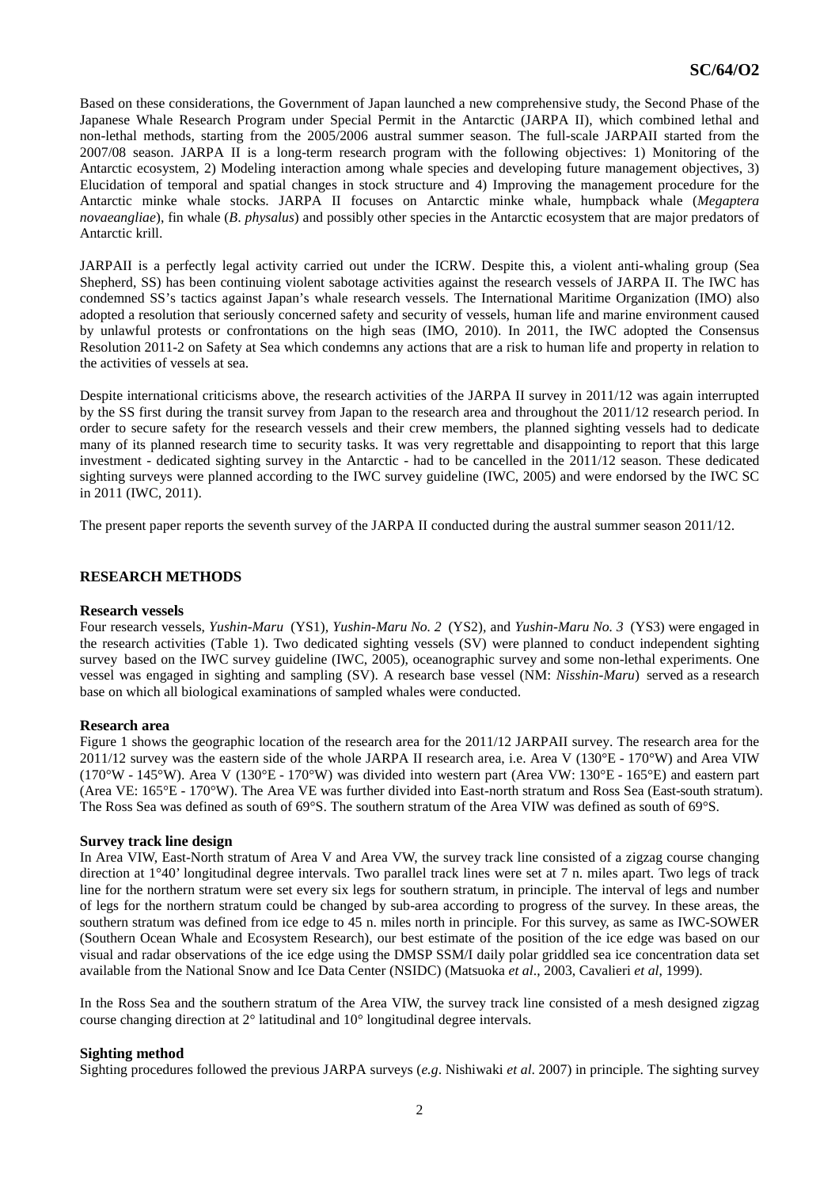Based on these considerations, the Government of Japan launched a new comprehensive study, the Second Phase of the Japanese Whale Research Program under Special Permit in the Antarctic (JARPA II), which combined lethal and non-lethal methods, starting from the 2005/2006 austral summer season. The full-scale JARPAII started from the 2007/08 season. JARPA II is a long-term research program with the following objectives: 1) Monitoring of the Antarctic ecosystem, 2) Modeling interaction among whale species and developing future management objectives, 3) Elucidation of temporal and spatial changes in stock structure and 4) Improving the management procedure for the Antarctic minke whale stocks. JARPA II focuses on Antarctic minke whale, humpback whale (*Megaptera novaeangliae*), fin whale (*B. physalus*) and possibly other species in the Antarctic ecosystem that are major predators of Antarctic krill.

JARPAII is a perfectly legal activity carried out under the ICRW. Despite this, a violent anti-whaling group (Sea Shepherd, SS) has been continuing violent sabotage activities against the research vessels of JARPA II. The IWC has condemned SS's tactics against Japan's whale research vessels. The International Maritime Organization (IMO) also adopted a resolution that seriously concerned safety and security of vessels, human life and marine environment caused by unlawful protests or confrontations on the high seas (IMO, 2010). In 2011, the IWC adopted the Consensus Resolution 2011-2 on Safety at Sea which condemns any actions that are a risk to human life and property in relation to the activities of vessels at sea.

Despite international criticisms above, the research activities of the JARPA II survey in 2011/12 was again interrupted by the SS first during the transit survey from Japan to the research area and throughout the 2011/12 research period. In order to secure safety for the research vessels and their crew members, the planned sighting vessels had to dedicate many of its planned research time to security tasks. It was very regrettable and disappointing to report that this large investment - dedicated sighting survey in the Antarctic - had to be cancelled in the 2011/12 season. These dedicated sighting surveys were planned according to the IWC survey guideline (IWC, 2005) and were endorsed by the IWC SC in 2011 (IWC, 2011).

The present paper reports the seventh survey of the JARPA II conducted during the austral summer season 2011/12.

## RESEARCH METHODS

### Research vessels

Four research vessels, *Yushin-Maru* (YS1), *Yushin-Maru No. 2* (YS2), and *Yushin-Maru No. 3* (YS3) were engaged in the research activities (Table 1). Two dedicated sighting vessels (SV) were planned to conduct independent sighting survey based on the IWC survey guideline (IWC, 2005), oceanographic survey and some non-lethal experiments. One vessel was engaged in sighting and sampling (SV). A research base vessel (NM: *Nisshin-Maru*) served as a research base on which all biological examinations of sampled whales were conducted.

### Research area

Figure 1 shows the geographic location of the research area for the 2011/12 JARPAII survey. The research area for the 2011/12 survey was the eastern side of the whole JARPA II research area, i.e. Area V (130°E - 170°W) and Area VIW (170°W - 145°W). Area V (130°E - 170°W) was divided into western part (Area VW: 130°E - 165°E) and eastern part (Area VE: 165°E - 170°W). The Area VE was further divided into East-north stratum and Ross Sea (East-south stratum). The Ross Sea was defined as south of 69°S. The southern stratum of the Area VIW was defined as south of 69°S.

### Survey track line design

In Area VIW, East-North stratum of Area V and Area VW, the survey track line consisted of a zigzag course changing direction at 1°40' longitudinal degree intervals. Two parallel track lines were set at 7 n. miles apart. Two legs of track line for the northern stratum were set every six legs for southern stratum, in principle. The interval of legs and number of legs for the northern stratum could be changed by sub-area according to progress of the survey. In these areas, the southern stratum was defined from ice edge to 45 n. miles north in principle. For this survey, as same as IWC-SOWER (Southern Ocean Whale and Ecosystem Research), our best estimate of the position of the ice edge was based on our visual and radar observations of the ice edge using the DMSP SSM/I daily polar griddled sea ice concentration data set available from the National Snow and Ice Data Center (NSIDC) (Matsuoka *et al*., 2003, Cavalieri *et al*, 1999).

In the Ross Sea and the southern stratum of the Area VIW, the survey track line consisted of a mesh designed zigzag course changing direction at 2° latitudinal and 10° longitudinal degree intervals.

### Sighting method

Sighting procedures followed the previous JARPA surveys (*e.g*. Nishiwaki *et al*. 2007) in principle. The sighting survey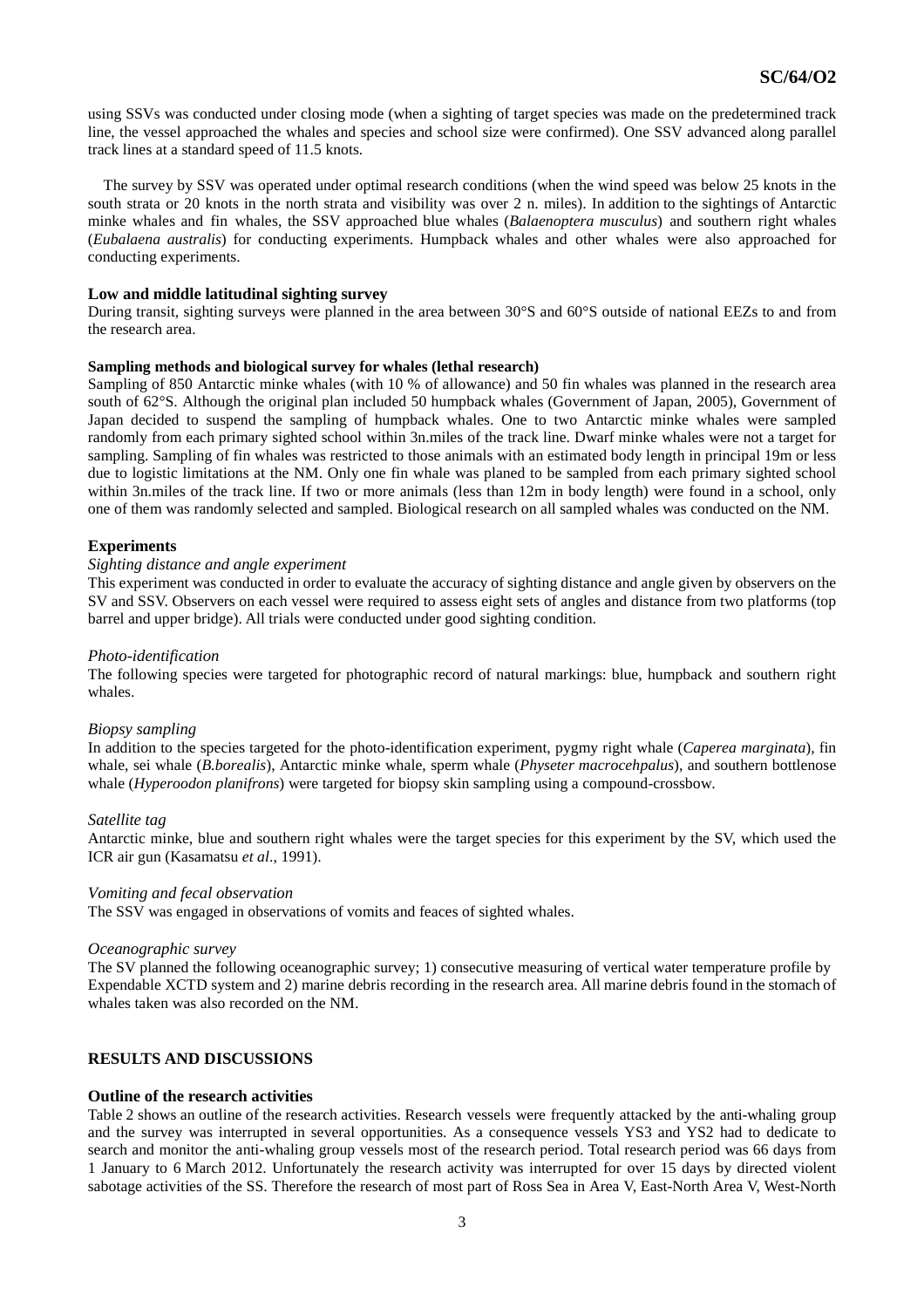using SSVs was conducted under closing mode (when a sighting of target species was made on the predetermined track line, the vessel approached the whales and species and school size were confirmed). One SSV advanced along parallel track lines at a standard speed of 11.5 knots.

The survey by SSV was operated under optimal research conditions (when the wind speed was below 25 knots in the south strata or 20 knots in the north strata and visibility was over 2 n. miles). In addition to the sightings of Antarctic minke whales and fin whales, the SSV approached blue whales (*Balaenoptera musculus*) and southern right whales (*Eubalaena australis*) for conducting experiments. Humpback whales and other whales were also approached for conducting experiments.

**Low and middle latitudinal sighting survey**

During transit, sighting surveys were planned in the area between 30°S and 60°S outside of national EEZs to and from the research area.

**Sampling methods and biological survey for whales (lethal research)**

Sampling of 850 Antarctic minke whales (with 10 % of allowance) and 50 fin whales was planned in the research area south of 62°S. Although the original plan included 50 humpback whales (Government of Japan, 2005), Government of Japan decided to suspend the sampling of humpback whales. One to two Antarctic minke whales were sampled randomly from each primary sighted school within 3n.miles of the track line. Dwarf minke whales were not a target for sampling. Sampling of fin whales was restricted to those animals with an estimated body length in principal 19m or less due to logistic limitations at the NM. Only one fin whale was planed to be sampled from each primary sighted school within 3n.miles of the track line. If two or more animals (less than 12m in body length) were found in a school, only one of them was randomly selected and sampled. Biological research on all sampled whales was conducted on the NM.

**Experiments**

*Sighting distance and angle experiment*

This experiment was conducted in order to evaluate the accuracy of sighting distance and angle given by observers on the SV and SSV. Observers on each vessel were required to assess eight sets of angles and distance from two platforms (top barrel and upper bridge). All trials were conducted under good sighting condition.

*Photo-identification*

The following species were targeted for photographic record of natural markings: blue, humpback and southern right whales.

*Biopsy sampling*

In addition to the species targeted for the photo-identification experiment, pygmy right whale (*Caperea marginata*), fin whale, sei whale (*B.borealis*), Antarctic minke whale, sperm whale (*Physeter macrocehpalus*), and southern bottlenose whale (*Hyperoodon planifrons*) were targeted for biopsy skin sampling using a compound-crossbow.

*Satellite tag*

Antarctic minke, blue and southern right whales were the target species for this experiment by the SV, which used the ICR air gun (Kasamatsu *et al*., 1991).

*Vomiting and fecal observation*

The SSV was engaged in observations of vomits and feaces of sighted whales.

*Oceanographic survey*

The SV planned the following oceanographic survey; 1) consecutive measuring of vertical water temperature profile by Expendable XCTD system and 2) marine debris recording in the research area. All marine debris found in the stomach of whales taken was also recorded on the NM.

## RESULTS AND DISCUSSIONS

**Outline of the research activities**

Table 2 shows an outline of the research activities. Research vessels were frequently attacked by the anti-whaling group and the survey was interrupted in several opportunities. As a consequence vessels YS3 and YS2 had to dedicate to search and monitor the anti-whaling group vessels most of the research period. Total research period was 66 days from 1 January to 6 March 2012. Unfortunately the research activity was interrupted for over 15 days by directed violent sabotage activities of the SS. Therefore the research of most part of Ross Sea in Area V, East-North Area V, West-North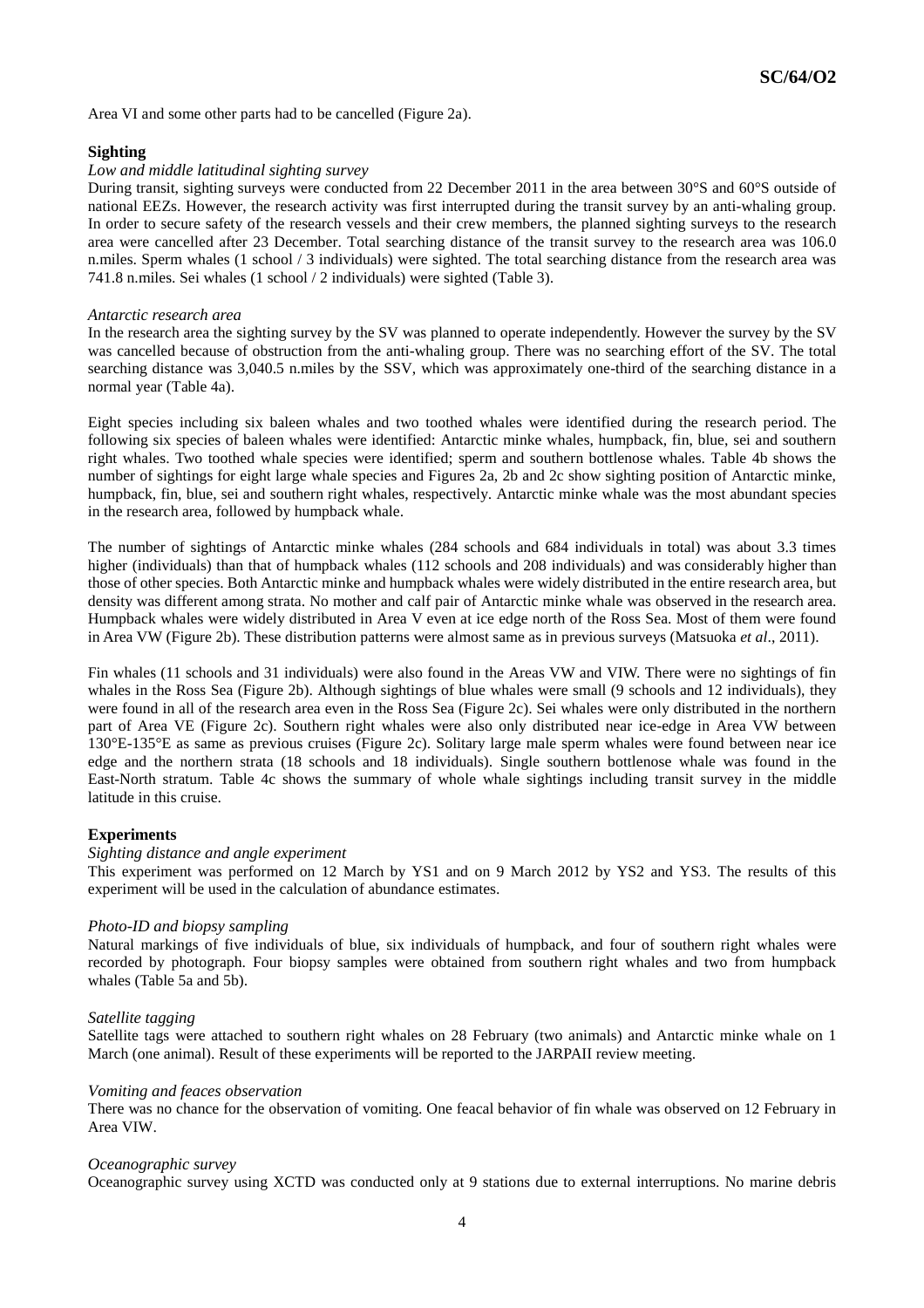Area VI and some other parts had to be cancelled (Figure 2a).

**Sighting**

*Low and middle latitudinal sighting survey*

During transit, sighting surveys were conducted from 22 December 2011 in the area between 30°S and 60°S outside of national EEZs. However, the research activity was first interrupted during the transit survey by an anti-whaling group. In order to secure safety of the research vessels and their crew members, the planned sighting surveys to the research area were cancelled after 23 December. Total searching distance of the transit survey to the research area was 106.0 n.miles. Sperm whales (1 school / 3 individuals) were sighted. The total searching distance from the research area was 741.8 n.miles. Sei whales (1 school / 2 individuals) were sighted (Table 3).

*Antarctic research area*

In the research area the sighting survey by the SV was planned to operate independently. However the survey by the SV was cancelled because of obstruction from the anti-whaling group. There was no searching effort of the SV. The total searching distance was 3,040.5 n.miles by the SSV, which was approximately one-third of the searching distance in a normal year (Table 4a).

Eight species including six baleen whales and two toothed whales were identified during the research period. The following six species of baleen whales were identified: Antarctic minke whales, humpback, fin, blue, sei and southern right whales. Two toothed whale species were identified; sperm and southern bottlenose whales. Table 4b shows the number of sightings for eight large whale species and Figures 2a, 2b and 2c show sighting position of Antarctic minke, humpback, fin, blue, sei and southern right whales, respectively. Antarctic minke whale was the most abundant species in the research area, followed by humpback whale.

The number of sightings of Antarctic minke whales (284 schools and 684 individuals in total) was about 3.3 times higher (individuals) than that of humpback whales (112 schools and 208 individuals) and was considerably higher than those of other species. Both Antarctic minke and humpback whales were widely distributed in the entire research area, but density was different among strata. No mother and calf pair of Antarctic minke whale was observed in the research area. Humpback whales were widely distributed in Area V even at ice edge north of the Ross Sea. Most of them were found in Area VW (Figure 2b). These distribution patterns were almost same as in previous surveys (Matsuoka *et al*., 2011).

Fin whales (11 schools and 31 individuals) were also found in the Areas VW and VIW. There were no sightings of fin whales in the Ross Sea (Figure 2b). Although sightings of blue whales were small (9 schools and 12 individuals), they were found in all of the research area even in the Ross Sea (Figure 2c). Sei whales were only distributed in the northern part of Area VE (Figure 2c). Southern right whales were also only distributed near ice-edge in Area VW between 130°E-135°E as same as previous cruises (Figure 2c). Solitary large male sperm whales were found between near ice edge and the northern strata (18 schools and 18 individuals). Single southern bottlenose whale was found in the East-North stratum. Table 4c shows the summary of whole whale sightings including transit survey in the middle latitude in this cruise.

**Experiments**

*Sighting distance and angle experiment*

This experiment was performed on 12 March by YS1 and on 9 March 2012 by YS2 and YS3. The results of this experiment will be used in the calculation of abundance estimates.

*Photo-ID and biopsy sampling*

Natural markings of five individuals of blue, six individuals of humpback, and four of southern right whales were recorded by photograph. Four biopsy samples were obtained from southern right whales and two from humpback whales (Table 5a and 5b).

*Satellite tagging*

Satellite tags were attached to southern right whales on 28 February (two animals) and Antarctic minke whale on 1 March (one animal). Result of these experiments will be reported to the JARPAII review meeting.

*Vomiting and feaces observation*

There was no chance for the observation of vomiting. One feacal behavior of fin whale was observed on 12 February in Area VIW.

*Oceanographic survey*

Oceanographic survey using XCTD was conducted only at 9 stations due to external interruptions. No marine debris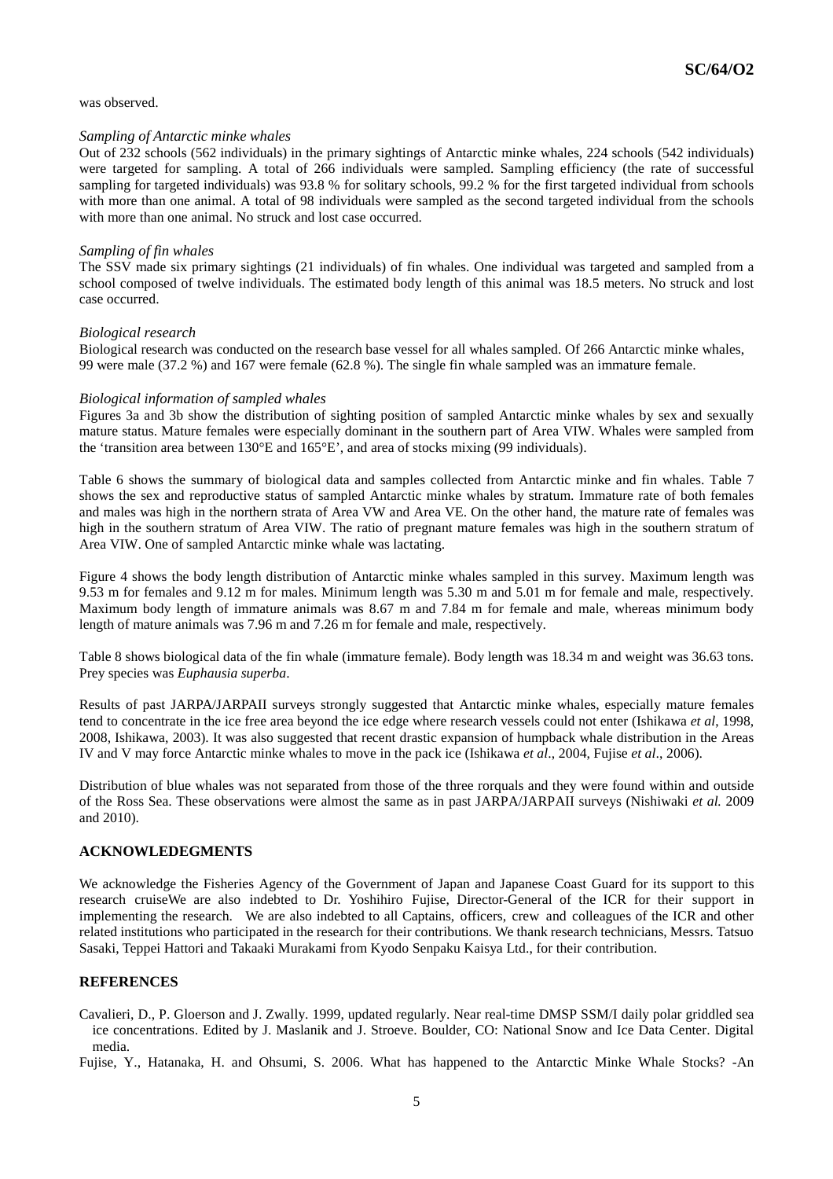was observed.

*Sampling of Antarctic minke whales*

Out of 232 schools (562 individuals) in the primary sightings of Antarctic minke whales, 224 schools (542 individuals) were targeted for sampling. A total of 266 individuals were sampled. Sampling efficiency (the rate of successful sampling for targeted individuals) was 93.8 % for solitary schools, 99.2 % for the first targeted individual from schools with more than one animal. A total of 98 individuals were sampled as the second targeted individual from the schools with more than one animal. No struck and lost case occurred.

*Sampling of fin whales*

The SSV made six primary sightings (21 individuals) of fin whales. One individual was targeted and sampled from a school composed of twelve individuals. The estimated body length of this animal was 18.5 meters. No struck and lost case occurred.

*Biological research*

Biological research was conducted on the research base vessel for all whales sampled. Of 266 Antarctic minke whales, 99 were male (37.2 %) and 167 were female (62.8 %). The single fin whale sampled was an immature female.

*Biological information of sampled whales*

Figures 3a and 3b show the distribution of sighting position of sampled Antarctic minke whales by sex and sexually mature status. Mature females were especially dominant in the southern part of Area VIW. Whales were sampled from the 'transition area between 130°E and 165°E', and area of stocks mixing (99 individuals).

Table 6 shows the summary of biological data and samples collected from Antarctic minke and fin whales. Table 7 shows the sex and reproductive status of sampled Antarctic minke whales by stratum. Immature rate of both females and males was high in the northern strata of Area VW and Area VE. On the other hand, the mature rate of females was high in the southern stratum of Area VIW. The ratio of pregnant mature females was high in the southern stratum of Area VIW. One of sampled Antarctic minke whale was lactating.

Figure 4 shows the body length distribution of Antarctic minke whales sampled in this survey. Maximum length was 9.53 m for females and 9.12 m for males. Minimum length was 5.30 m and 5.01 m for female and male, respectively. Maximum body length of immature animals was 8.67 m and 7.84 m for female and male, whereas minimum body length of mature animals was 7.96 m and 7.26 m for female and male, respectively.

Table 8 shows biological data of the fin whale (immature female). Body length was 18.34 m and weight was 36.63 tons. Prey species was *Euphausia superba*.

Results of past JARPA/JARPAII surveys strongly suggested that Antarctic minke whales, especially mature females tend to concentrate in the ice free area beyond the ice edge where research vessels could not enter (Ishikawa *et al*, 1998, 2008, Ishikawa, 2003). It was also suggested that recent drastic expansion of humpback whale distribution in the Areas IV and V may force Antarctic minke whales to move in the pack ice (Ishikawa *et al*., 2004, Fujise *et al*., 2006).

Distribution of blue whales was not separated from those of the three rorquals and they were found within and outside of the Ross Sea. These observations were almost the same as in past JARPA/JARPAII surveys (Nishiwaki *et al.* 2009 and 2010).

## ACKNOWLEDGMENTS

We acknowledge the Fisheries Agency of the Government of Japan and Japanese Coast Guard for its support to this research cruiseWe are also indebted to Dr. Yoshihiro Fujise, Director-General of the ICR for their support in implementing the research. We are also indebted to all Captains, officers, crew and colleagues of the ICR and other related institutions who participated in the research for their contributions. We thank research technicians, Messrs. Tatsuo Sasaki, Teppei Hattori and Takaaki Murakami from Kyodo Senpaku Kaisya Ltd., for their contribution.

## REFERENCES

Cavalieri, D., P. Gloerson and J. Zwally. 1999, updated regularly. Near real-time DMSP SSM/I daily polar griddled sea ice concentrations. Edited by J. Maslanik and J. Stroeve. Boulder, CO: National Snow and Ice Data Center. Digital media.

Fujise, Y., Hatanaka, H. and Ohsumi, S. 2006. What has happened to the Antarctic Minke Whale Stocks? -An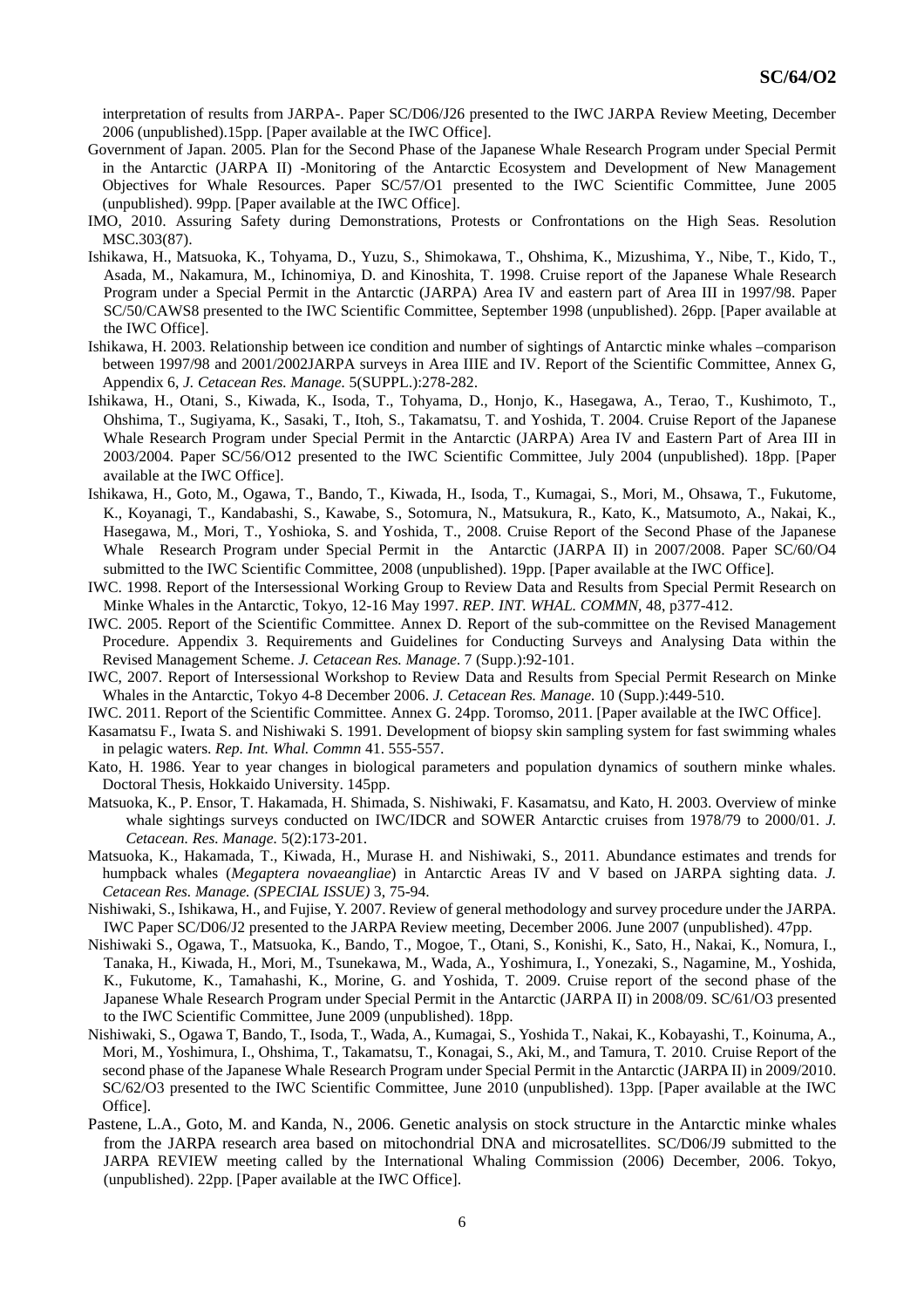interpretation of results from JARPA-. Paper SC/D06/J26 presented to the IWC JARPA Review Meeting, December 2006 (unpublished).15pp. [Paper available at the IWC Office].

Government of Japan. 2005. Plan for the Second Phase of the Japanese Whale Research Program under Special Permit in the Antarctic (JARPA II) -Monitoring of the Antarctic Ecosystem and Development of New Management Objectives for Whale Resources. Paper SC/57/O1 presented to the IWC Scientific Committee, June 2005 (unpublished). 99pp. [Paper available at the IWC Office].

IMO, 2010. Assuring Safety during Demonstrations, Protests or Confrontations on the High Seas. Resolution MSC.303(87).

Ishikawa, H., Matsuoka, K., Tohyama, D., Yuzu, S., Shimokawa, T., Ohshima, K., Mizushima, Y., Nibe, T., Kido, T., Asada, M., Nakamura, M., Ichinomiya, D. and Kinoshita, T. 1998. Cruise report of the Japanese Whale Research Program under a Special Permit in the Antarctic (JARPA) Area IV and eastern part of Area III in 1997/98. Paper SC/50/CAWS8 presented to the IWC Scientific Committee, September 1998 (unpublished). 26pp. [Paper available at the IWC Office].

Ishikawa, H. 2003. Relationship between ice condition and number of sightings of Antarctic minke whales –comparison between 1997/98 and 2001/2002JARPA surveys in Area IIIE and IV. Report of the Scientific Committee, Annex G, Appendix 6, *J. Cetacean Res. Manage.* 5(SUPPL.):278-282.

Ishikawa, H., Otani, S., Kiwada, K., Isoda, T., Tohyama, D., Honjo, K., Hasegawa, A., Terao, T., Kushimoto, T., Ohshima, T., Sugiyama, K., Sasaki, T., Itoh, S., Takamatsu, T. and Yoshida, T. 2004. Cruise Report of the Japanese Whale Research Program under Special Permit in the Antarctic (JARPA) Area IV and Eastern Part of Area III in 2003/2004. Paper SC/56/O12 presented to the IWC Scientific Committee, July 2004 (unpublished). 18pp. [Paper available at the IWC Office].

Ishikawa, H., Goto, M., Ogawa, T., Bando, T., Kiwada, H., Isoda, T., Kumagai, S., Mori, M., Ohsawa, T., Fukutome, K., Koyanagi, T., Kandabashi, S., Kawabe, S., Sotomura, N., Matsukura, R., Kato, K., Matsumoto, A., Nakai, K., Hasegawa, M., Mori, T., Yoshioka, S. and Yoshida, T., 2008. Cruise Report of the Second Phase of the Japanese Whale Research Program under Special Permit in the Antarctic (JARPA II) in 2007/2008. Paper SC/60/O4 submitted to the IWC Scientific Committee, 2008 (unpublished). 19pp. [Paper available at the IWC Office].

IWC. 1998. Report of the Intersessional Working Group to Review Data and Results from Special Permit Research on Minke Whales in the Antarctic, Tokyo, 12-16 May 1997. *REP. INT. WHAL. COMMN*, 48, p377-412.

IWC. 2005. Report of the Scientific Committee. Annex D. Report of the sub-committee on the Revised Management Procedure. Appendix 3. Requirements and Guidelines for Conducting Surveys and Analysing Data within the Revised Management Scheme. *J. Cetacean Res. Manage*. 7 (Supp.):92-101.

IWC, 2007. Report of Intersessional Workshop to Review Data and Results from Special Permit Research on Minke Whales in the Antarctic, Tokyo 4-8 December 2006. *J. Cetacean Res. Manage.* 10 (Supp.):449-510.

IWC. 2011. Report of the Scientific Committee. Annex G. 24pp. Toromso, 2011. [Paper available at the IWC Office].

Kasamatsu F., Iwata S. and Nishiwaki S. 1991. Development of biopsy skin sampling system for fast swimming whales in pelagic waters. *Rep. Int. Whal. Commn* 41. 555-557.

Kato, H. 1986. Year to year changes in biological parameters and population dynamics of southern minke whales. Doctoral Thesis, Hokkaido University. 145pp.

Matsuoka, K., P. Ensor, T. Hakamada, H. Shimada, S. Nishiwaki, F. Kasamatsu, and Kato, H. 2003. Overview of minke whale sightings surveys conducted on IWC/IDCR and SOWER Antarctic cruises from 1978/79 to 2000/01. *J. Cetacean. Res. Manage.* 5(2):173-201.

Matsuoka, K., Hakamada, T., Kiwada, H., Murase H. and Nishiwaki, S., 2011. Abundance estimates and trends for humpback whales (*Megaptera novaeangliae*) in Antarctic Areas IV and V based on JARPA sighting data. *J. Cetacean Res. Manage. (SPECIAL ISSUE)* 3, 75-94.

Nishiwaki, S., Ishikawa, H., and Fujise, Y. 2007. Review of general methodology and survey procedure under the JARPA. IWC Paper SC/D06/J2 presented to the JARPA Review meeting, December 2006. June 2007 (unpublished). 47pp.

Nishiwaki S., Ogawa, T., Matsuoka, K., Bando, T., Mogoe, T., Otani, S., Konishi, K., Sato, H., Nakai, K., Nomura, I., Tanaka, H., Kiwada, H., Mori, M., Tsunekawa, M., Wada, A., Yoshimura, I., Yonezaki, S., Nagamine, M., Yoshida, K., Fukutome, K., Tamahashi, K., Morine, G. and Yoshida, T. 2009. Cruise report of the second phase of the Japanese Whale Research Program under Special Permit in the Antarctic (JARPA II) in 2008/09. SC/61/O3 presented to the IWC Scientific Committee, June 2009 (unpublished). 18pp.

Nishiwaki, S., Ogawa T, Bando, T., Isoda, T., Wada, A., Kumagai, S., Yoshida T., Nakai, K., Kobayashi, T., Koinuma, A., Mori, M., Yoshimura, I., Ohshima, T., Takamatsu, T., Konagai, S., Aki, M., and Tamura, T. 2010. Cruise Report of the second phase of the Japanese Whale Research Program under Special Permit in the Antarctic (JARPA II) in 2009/2010. SC/62/O3 presented to the IWC Scientific Committee, June 2010 (unpublished). 13pp. [Paper available at the IWC Office].

Pastene, L.A., Goto, M. and Kanda, N., 2006. Genetic analysis on stock structure in the Antarctic minke whales from the JARPA research area based on mitochondrial DNA and microsatellites. SC/D06/J9 submitted to the JARPA REVIEW meeting called by the International Whaling Commission (2006) December, 2006. Tokyo, (unpublished). 22pp. [Paper available at the IWC Office].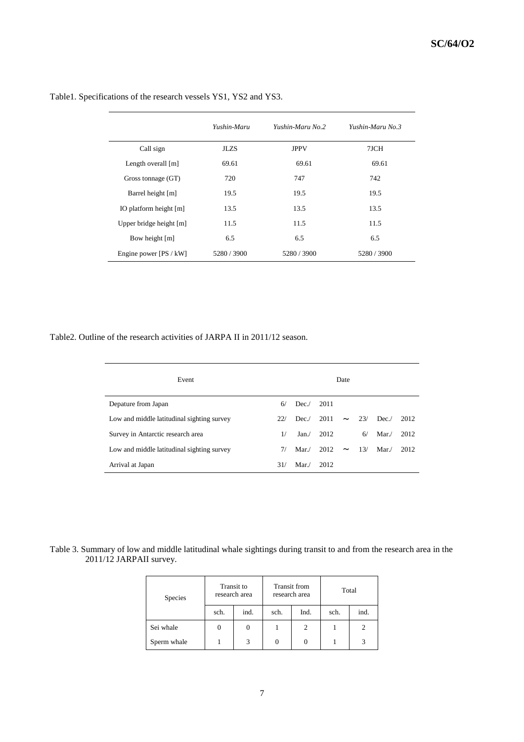Table1. Specifications of the research vessels YS1, YS2 and YS3.

| | *Yushin-Maru* | *Yushin-Maru No.2* | *Yushin-Maru No.3* |
|---|---|---|---|
| Call sign | JLZS | JPPV | 7JCH |
| Length overall [m] | 69.61 | 69.61 | 69.61 |
| Gross tonnage (GT) | 720 | 747 | 742 |
| Barrel height [m] | 19.5 | 19.5 | 19.5 |
| IO platform height [m] | 13.5 | 13.5 | 13.5 |
| Upper bridge height [m] | 11.5 | 11.5 | 11.5 |
| Bow height [m] | 6.5 | 6.5 | 6.5 |
| Engine power [PS / kW] | 5280 / 3900 | 5280 / 3900 | 5280 / 3900 |

Table2. Outline of the research activities of JARPA II in 2011/12 season.

| Event | Date |
|---|---|
| Depature from Japan | 6/ Dec./ 2011 |
| Low and middle latitudinal sighting survey | 22/ Dec./ 2011 ~ 23/ Dec./ 2012 |
| Survey in Antarctic research area | 1/ Jan./ 2012 6/ Mar./ 2012 |
| Low and middle latitudinal sighting survey | 7/ Mar./ 2012 ~ 13/ Mar./ 2012 |
| Arrival at Japan | 31/ Mar./ 2012 |

Table 3. Summary of low and middle latitudinal whale sightings during transit to and from the research area in the 2011/12 JARPAII survey.

| Species | Transit to research area | | Transit from research area | | Total | |
|---|---|---|---|---|---|---|
| | sch. | ind. | sch. | Ind. | sch. | ind. |
| Sei whale | 0 | 0 | 1 | 2 | 1 | 2 |
| Sperm whale | 1 | 3 | 0 | 0 | 1 | 3 |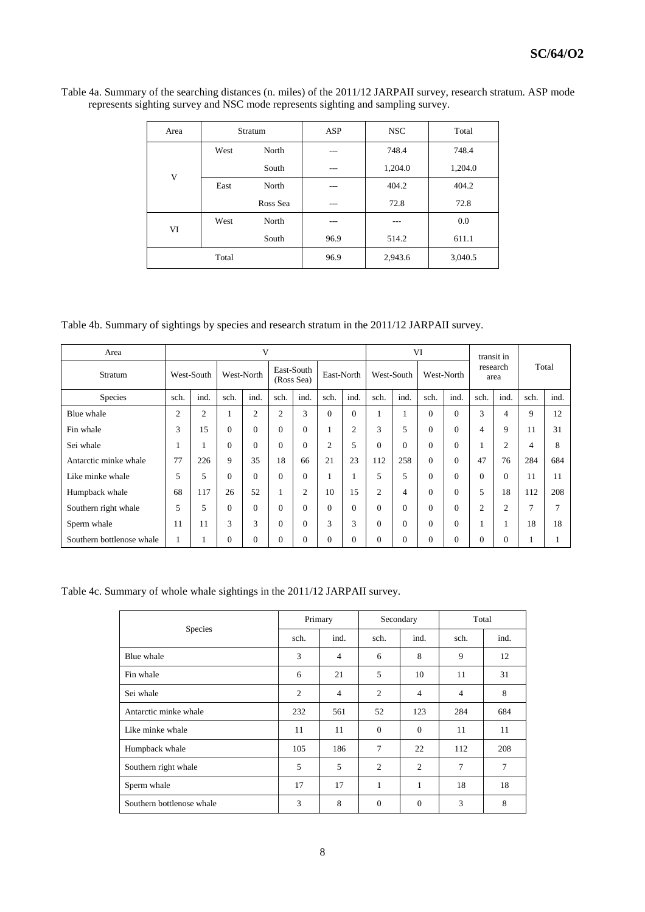Table 4a. Summary of the searching distances (n. miles) of the 2011/12 JARPAII survey, research stratum. ASP mode represents sighting survey and NSC mode represents sighting and sampling survey.

| Area | Stratum | | ASP | NSC | Total |
|---|---|---|---|---|---|
| V | West | North | --- | 748.4 | 748.4 |
| | | South | --- | 1,204.0 | 1,204.0 |
| | East | North | --- | 404.2 | 404.2 |
| | | Ross Sea | --- | 72.8 | 72.8 |
| VI | West | North | --- | --- | 0.0 |
| | | South | 96.9 | 514.2 | 611.1 |
| Total | | | 96.9 | 2,943.6 | 3,040.5 |

Table 4b. Summary of sightings by species and research stratum in the 2011/12 JARPAII survey.

| Area | V | | | | | | | | VI | | | | transit in research area | | Total | |
|---|---|---|---|---|---|---|---|---|---|---|---|---|---|---|---|---|
| Stratum | West-South | | West-North | | East-South (Ross Sea) | | East-North | | West-South | | West-North | | | | | |
| Species | sch. | ind. | sch. | ind. | sch. | ind. | sch. | ind. | sch. | ind. | sch. | ind. | sch. | ind. | sch. | ind. |
| Blue whale | 2 | 2 | 1 | 2 | 2 | 3 | 0 | 0 | 1 | 1 | 0 | 0 | 3 | 4 | 9 | 12 |
| Fin whale | 3 | 15 | 0 | 0 | 0 | 0 | 1 | 2 | 3 | 5 | 0 | 0 | 4 | 9 | 11 | 31 |
| Sei whale | 1 | 1 | 0 | 0 | 0 | 0 | 2 | 5 | 0 | 0 | 0 | 0 | 1 | 2 | 4 | 8 |
| Antarctic minke whale | 77 | 226 | 9 | 35 | 18 | 66 | 21 | 23 | 112 | 258 | 0 | 0 | 47 | 76 | 284 | 684 |
| Like minke whale | 5 | 5 | 0 | 0 | 0 | 0 | 1 | 1 | 5 | 5 | 0 | 0 | 0 | 0 | 11 | 11 |
| Humpback whale | 68 | 117 | 26 | 52 | 1 | 2 | 10 | 15 | 2 | 4 | 0 | 0 | 5 | 18 | 112 | 208 |
| Southern right whale | 5 | 5 | 0 | 0 | 0 | 0 | 0 | 0 | 0 | 0 | 0 | 0 | 2 | 2 | 7 | 7 |
| Sperm whale | 11 | 11 | 3 | 3 | 0 | 0 | 3 | 3 | 0 | 0 | 0 | 0 | 1 | 1 | 18 | 18 |
| Southern bottlenose whale | 1 | 1 | 0 | 0 | 0 | 0 | 0 | 0 | 0 | 0 | 0 | 0 | 0 | 0 | 1 | 1 |

Table 4c. Summary of whole whale sightings in the 2011/12 JARPAII survey.

| Species | Primary | | Secondary | | Total | |
|---|---|---|---|---|---|---|
| | sch. | ind. | sch. | ind. | sch. | ind. |
| Blue whale | 3 | 4 | 6 | 8 | 9 | 12 |
| Fin whale | 6 | 21 | 5 | 10 | 11 | 31 |
| Sei whale | 2 | 4 | 2 | 4 | 4 | 8 |
| Antarctic minke whale | 232 | 561 | 52 | 123 | 284 | 684 |
| Like minke whale | 11 | 11 | 0 | 0 | 11 | 11 |
| Humpback whale | 105 | 186 | 7 | 22 | 112 | 208 |
| Southern right whale | 5 | 5 | 2 | 2 | 7 | 7 |
| Sperm whale | 17 | 17 | 1 | 1 | 18 | 18 |
| Southern bottlenose whale | 3 | 8 | 0 | 0 | 3 | 8 |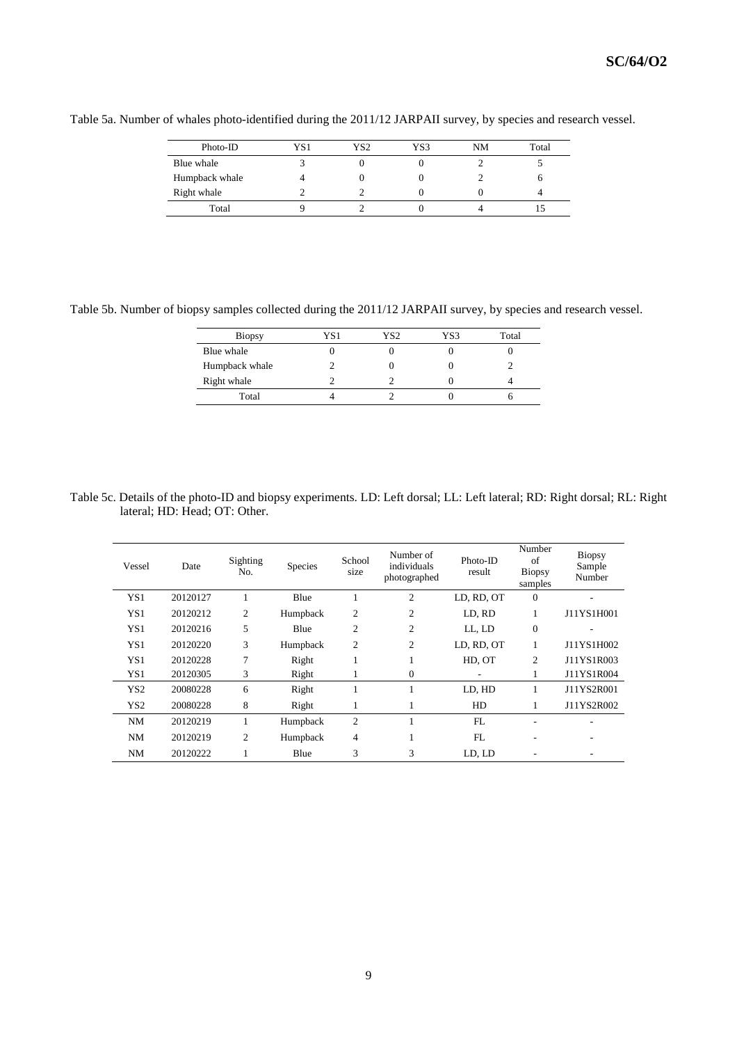Table 5a. Number of whales photo-identified during the 2011/12 JARPAII survey, by species and research vessel.

| Photo-ID | YS1 | YS2 | YS3 | NM | Total |
|---|---|---|---|---|---|
| Blue whale | 3 | 0 | 0 | 2 | 5 |
| Humpback whale | 4 | 0 | 0 | 2 | 6 |
| Right whale | 2 | 2 | 0 | 0 | 4 |
| Total | 9 | 2 | 0 | 4 | 15 |

Table 5b. Number of biopsy samples collected during the 2011/12 JARPAII survey, by species and research vessel.

| Biopsy | YS1 | YS2 | YS3 | Total |
|---|---|---|---|---|
| Blue whale | 0 | 0 | 0 | 0 |
| Humpback whale | 2 | 0 | 0 | 2 |
| Right whale | 2 | 2 | 0 | 4 |
| Total | 4 | 2 | 0 | 6 |

Table 5c. Details of the photo-ID and biopsy experiments. LD: Left dorsal; LL: Left lateral; RD: Right dorsal; RL: Right lateral; HD: Head; OT: Other.

| Vessel | Date | Sighting No. | Species | School size | Number of individuals photographed | Photo-ID result | Number of Biopsy samples | Biopsy Sample Number |
|---|---|---|---|---|---|---|---|---|
| YS1 | 20120127 | 1 | Blue | 1 | 2 | LD, RD, OT | 0 | - |
| YS1 | 20120212 | 2 | Humpback | 2 | 2 | LD, RD | 1 | J11YS1H001 |
| YS1 | 20120216 | 5 | Blue | 2 | 2 | LL, LD | 0 | - |
| YS1 | 20120220 | 3 | Humpback | 2 | 2 | LD, RD, OT | 1 | J11YS1H002 |
| YS1 | 20120228 | 7 | Right | 1 | 1 | HD, OT | 2 | J11YS1R003 |
| YS1 | 20120305 | 3 | Right | 1 | 0 | - | 1 | J11YS1R004 |
| YS2 | 20080228 | 6 | Right | 1 | 1 | LD, HD | 1 | J11YS2R001 |
| YS2 | 20080228 | 8 | Right | 1 | 1 | HD | 1 | J11YS2R002 |
| NM | 20120219 | 1 | Humpback | 2 | 1 | FL | - | - |
| NM | 20120219 | 2 | Humpback | 4 | 1 | FL | - | - |
| NM | 20120222 | 1 | Blue | 3 | 3 | LD, LD | - | - |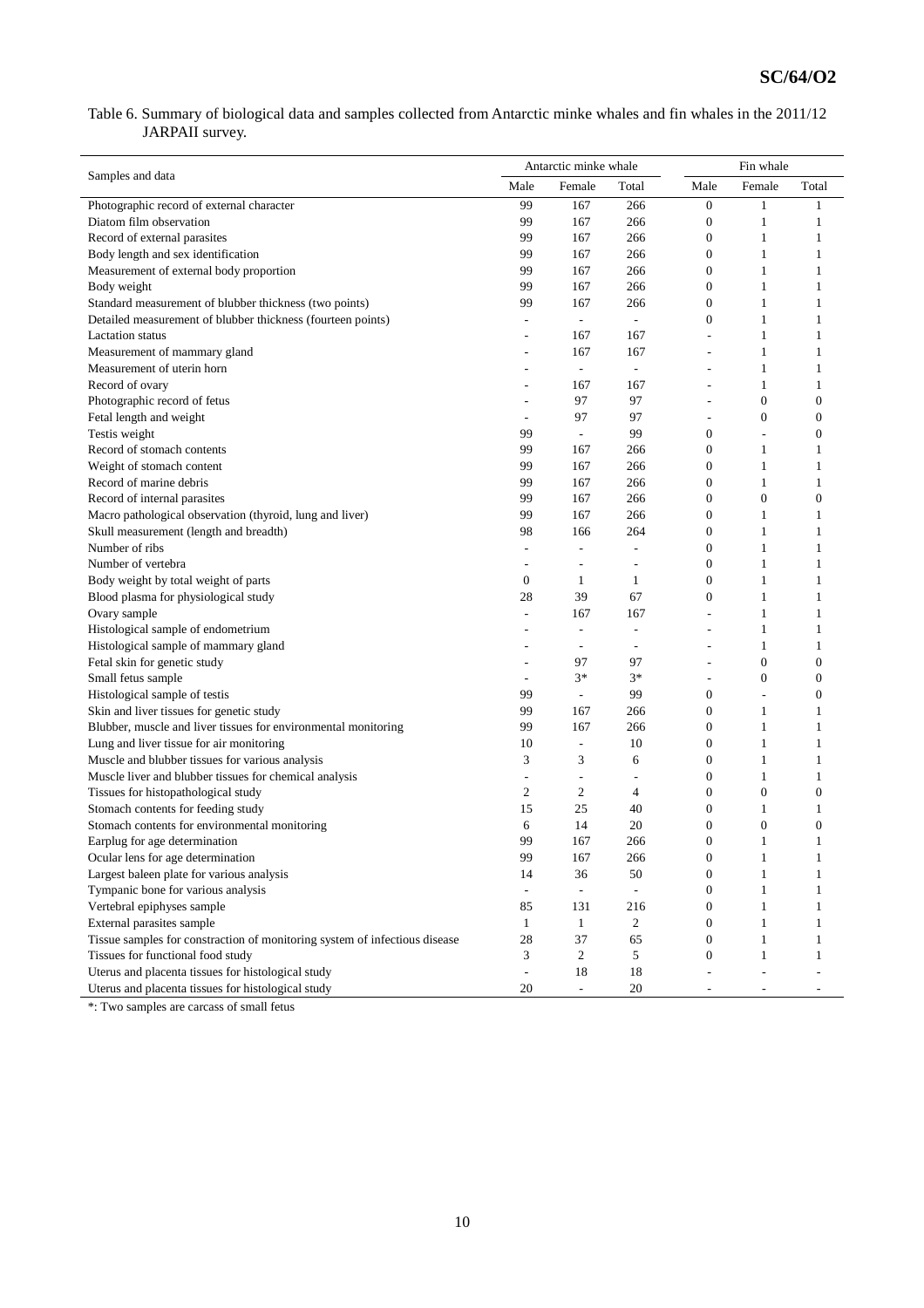Table 6. Summary of biological data and samples collected from Antarctic minke whales and fin whales in the 2011/12 JARPAII survey.

| Samples and data | Antarctic minke whale | | | Fin whale | | |
|---|---|---|---|---|---|---|
| | Male | Female | Total | Male | Female | Total |
| Photographic record of external character | 99 | 167 | 266 | 0 | 1 | 1 |
| Diatom film observation | 99 | 167 | 266 | 0 | 1 | 1 |
| Record of external parasites | 99 | 167 | 266 | 0 | 1 | 1 |
| Body length and sex identification | 99 | 167 | 266 | 0 | 1 | 1 |
| Measurement of external body proportion | 99 | 167 | 266 | 0 | 1 | 1 |
| Body weight | 99 | 167 | 266 | 0 | 1 | 1 |
| Standard measurement of blubber thickness (two points) | 99 | 167 | 266 | 0 | 1 | 1 |
| Detailed measurement of blubber thickness (fourteen points) | - | - | - | 0 | 1 | 1 |
| Lactation status | - | 167 | 167 | - | 1 | 1 |
| Measurement of mammary gland | - | 167 | 167 | - | 1 | 1 |
| Measurement of uterin horn | - | - | - | - | 1 | 1 |
| Record of ovary | - | 167 | 167 | - | 1 | 1 |
| Photographic record of fetus | - | 97 | 97 | - | 0 | 0 |
| Fetal length and weight | - | 97 | 97 | - | 0 | 0 |
| Testis weight | 99 | - | 99 | 0 | - | 0 |
| Record of stomach contents | 99 | 167 | 266 | 0 | 1 | 1 |
| Weight of stomach content | 99 | 167 | 266 | 0 | 1 | 1 |
| Record of marine debris | 99 | 167 | 266 | 0 | 1 | 1 |
| Record of internal parasites | 99 | 167 | 266 | 0 | 0 | 0 |
| Macro pathological observation (thyroid, lung and liver) | 99 | 167 | 266 | 0 | 1 | 1 |
| Skull measurement (length and breadth) | 98 | 166 | 264 | 0 | 1 | 1 |
| Number of ribs | - | - | - | 0 | 1 | 1 |
| Number of vertebra | - | - | - | 0 | 1 | 1 |
| Body weight by total weight of parts | 0 | 1 | 1 | 0 | 1 | 1 |
| Blood plasma for physiological study | 28 | 39 | 67 | 0 | 1 | 1 |
| Ovary sample | - | 167 | 167 | - | 1 | 1 |
| Histological sample of endometrium | - | - | - | - | 1 | 1 |
| Histological sample of mammary gland | - | - | - | - | 1 | 1 |
| Fetal skin for genetic study | - | 97 | 97 | - | 0 | 0 |
| Small fetus sample | - | 3* | 3* | - | 0 | 0 |
| Histological sample of testis | 99 | - | 99 | 0 | - | 0 |
| Skin and liver tissues for genetic study | 99 | 167 | 266 | 0 | 1 | 1 |
| Blubber, muscle and liver tissues for environmental monitoring | 99 | 167 | 266 | 0 | 1 | 1 |
| Lung and liver tissue for air monitoring | 10 | - | 10 | 0 | 1 | 1 |
| Muscle and blubber tissues for various analysis | 3 | 3 | 6 | 0 | 1 | 1 |
| Muscle liver and blubber tissues for chemical analysis | - | - | - | 0 | 1 | 1 |
| Tissues for histopathological study | 2 | 2 | 4 | 0 | 0 | 0 |
| Stomach contents for feeding study | 15 | 25 | 40 | 0 | 1 | 1 |
| Stomach contents for environmental monitoring | 6 | 14 | 20 | 0 | 0 | 0 |
| Earplug for age determination | 99 | 167 | 266 | 0 | 1 | 1 |
| Ocular lens for age determination | 99 | 167 | 266 | 0 | 1 | 1 |
| Largest baleen plate for various analysis | 14 | 36 | 50 | 0 | 1 | 1 |
| Tympanic bone for various analysis | - | - | - | 0 | 1 | 1 |
| Vertebral epiphyses sample | 85 | 131 | 216 | 0 | 1 | 1 |
| External parasites sample | 1 | 1 | 2 | 0 | 1 | 1 |
| Tissue samples for constraction of monitoring system of infectious disease | 28 | 37 | 65 | 0 | 1 | 1 |
| Tissues for functional food study | 3 | 2 | 5 | 0 | 1 | 1 |
| Uterus and placenta tissues for histological study | - | 18 | 18 | - | - | - |
| Uterus and placenta tissues for histological study | 20 | - | 20 | - | - | - |

*: Two samples are carcass of small fetus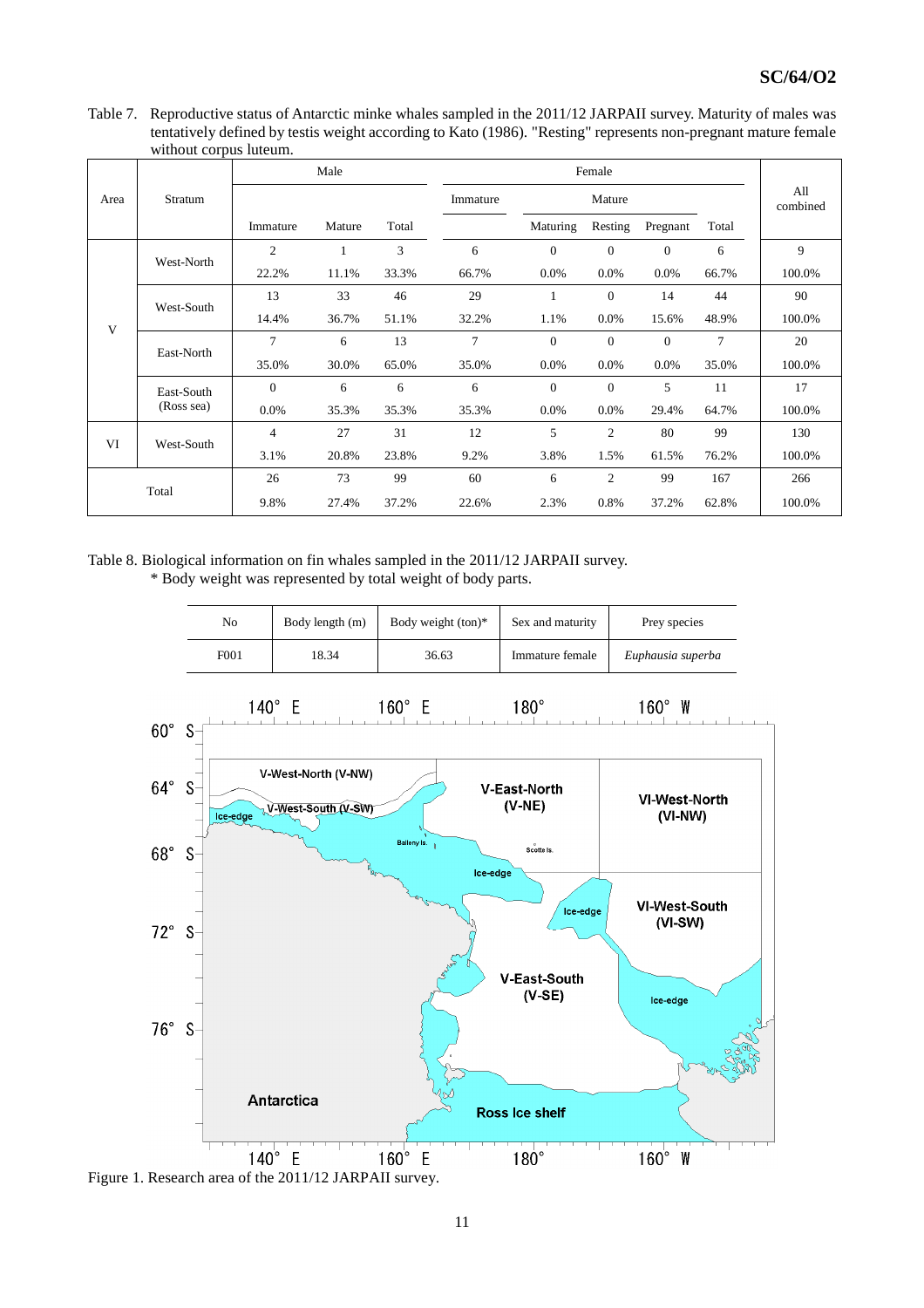Table 7. Reproductive status of Antarctic minke whales sampled in the 2011/12 JARPAII survey. Maturity of males was tentatively defined by testis weight according to Kato (1986). "Resting" represents non-pregnant mature female without corpus luteum.

| Area | Stratum | Male | | | Female | | | | | All combined |
|---|---|---|---|---|---|---|---|---|---|---|
| | | | | | Immature | Mature | | | | |
| | | Immature | Mature | Total | | Maturing | Resting | Pregnant | Total | |
| V | West-North | 2 | 1 | 3 | 6 | 0 | 0 | 0 | 6 | 9 |
| | | 22.2% | 11.1% | 33.3% | 66.7% | 0.0% | 0.0% | 0.0% | 66.7% | 100.0% |
| | West-South | 13 | 33 | 46 | 29 | 1 | 0 | 14 | 44 | 90 |
| | | 14.4% | 36.7% | 51.1% | 32.2% | 1.1% | 0.0% | 15.6% | 48.9% | 100.0% |
| | East-North | 7 | 6 | 13 | 7 | 0 | 0 | 0 | 7 | 20 |
| | | 35.0% | 30.0% | 65.0% | 35.0% | 0.0% | 0.0% | 0.0% | 35.0% | 100.0% |
| | East-South (Ross sea) | 0 | 6 | 6 | 6 | 0 | 0 | 5 | 11 | 17 |
| | | 0.0% | 35.3% | 35.3% | 35.3% | 0.0% | 0.0% | 29.4% | 64.7% | 100.0% |
| VI | West-South | 4 | 27 | 31 | 12 | 5 | 2 | 80 | 99 | 130 |
| | | 3.1% | 20.8% | 23.8% | 9.2% | 3.8% | 1.5% | 61.5% | 76.2% | 100.0% |
| Total | | 26 | 73 | 99 | 60 | 6 | 2 | 99 | 167 | 266 |
| | | 9.8% | 27.4% | 37.2% | 22.6% | 2.3% | 0.8% | 37.2% | 62.8% | 100.0% |

Table 8. Biological information on fin whales sampled in the 2011/12 JARPAII survey.
\* Body weight was represented by total weight of body parts.

| No | Body length (m) | Body weight (ton)* | Sex and maturity | Prey species |
|---|---|---|---|---|
| F001 | 18.34 | 36.63 | Immature female | *Euphausia superba* |

Figure 1. Research area of the 2011/12 JARPAII survey.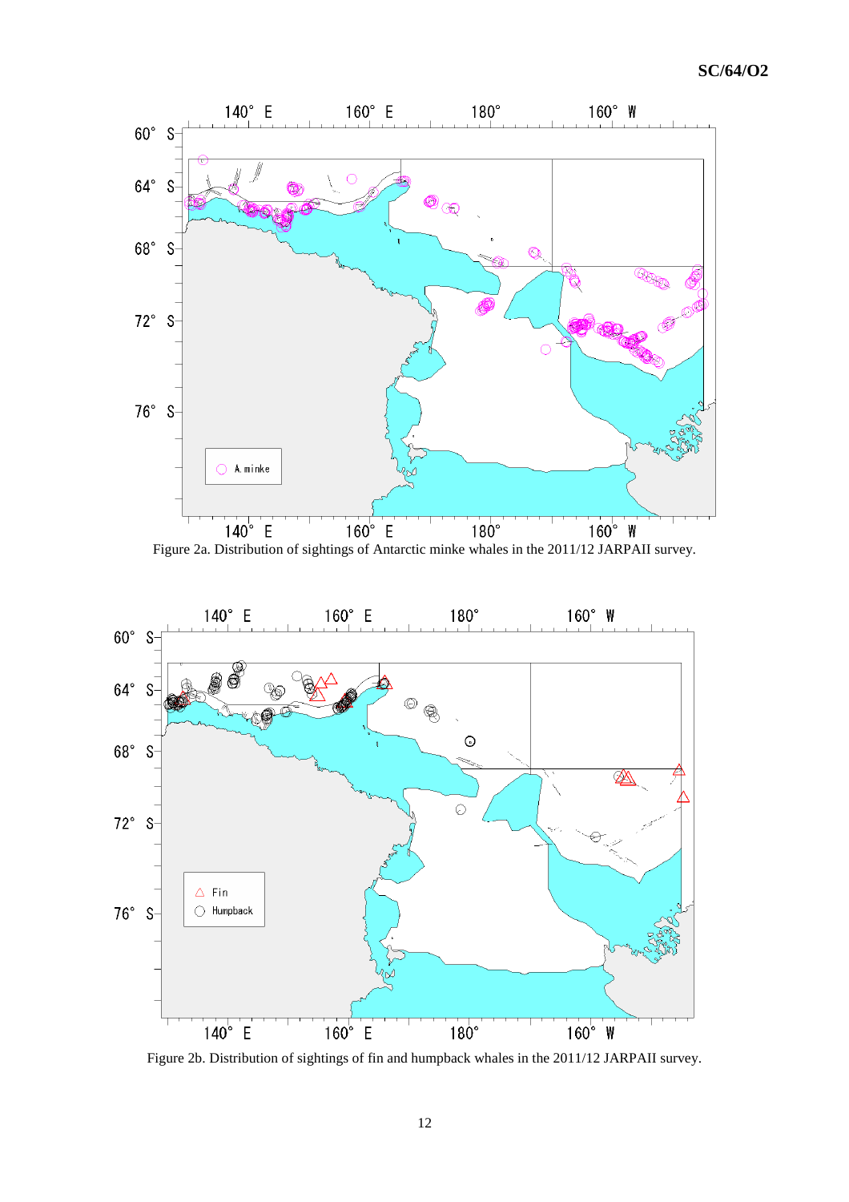Figure 2a. Distribution of sightings of Antarctic minke whales in the 2011/12 JARPAII survey.

Figure 2b. Distribution of sightings of fin and humpback whales in the 2011/12 JARPAII survey.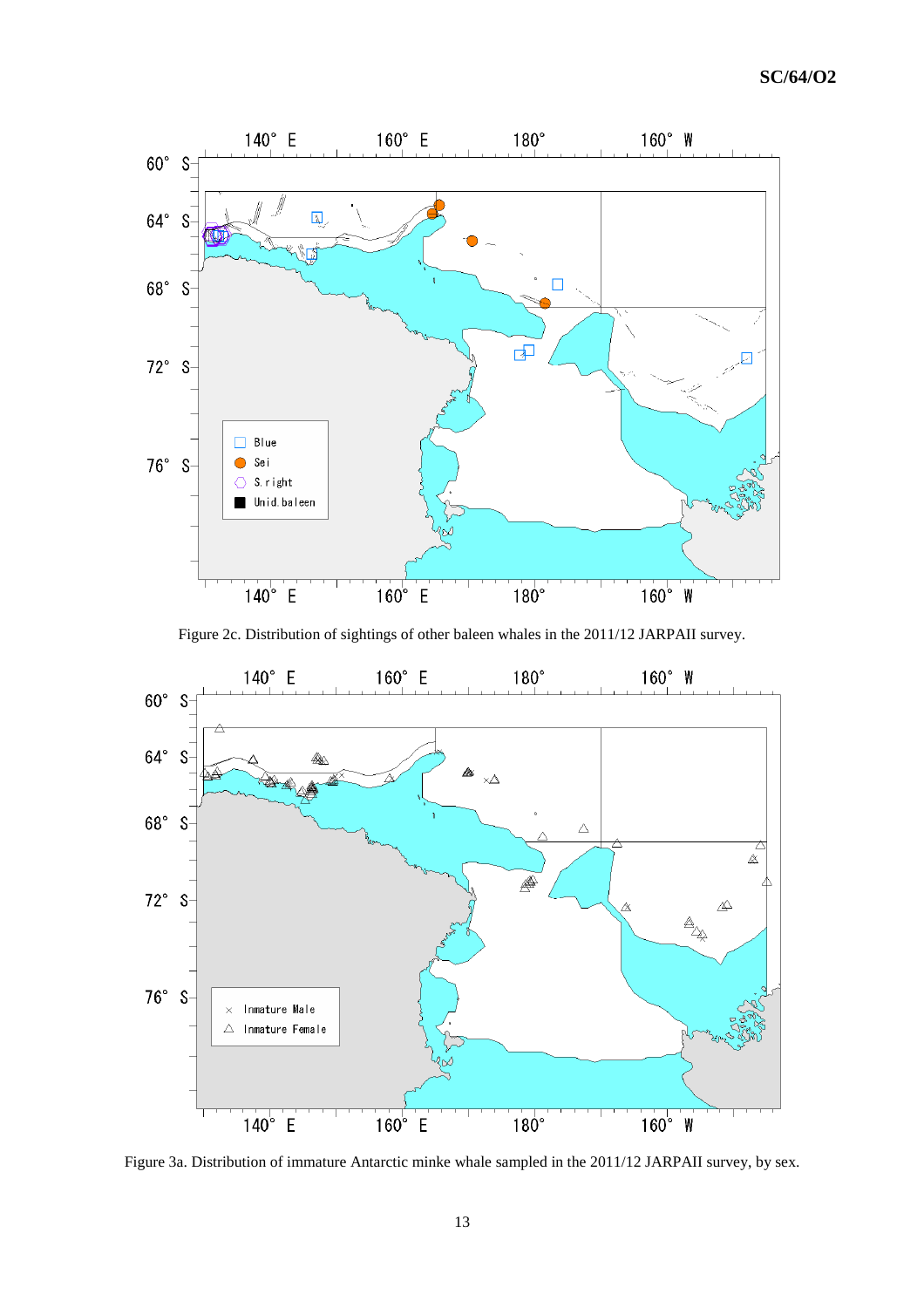Figure 2c. Distribution of sightings of other baleen whales in the 2011/12 JARPAII survey.

Figure 3a. Distribution of immature Antarctic minke whale sampled in the 2011/12 JARPAII survey, by sex.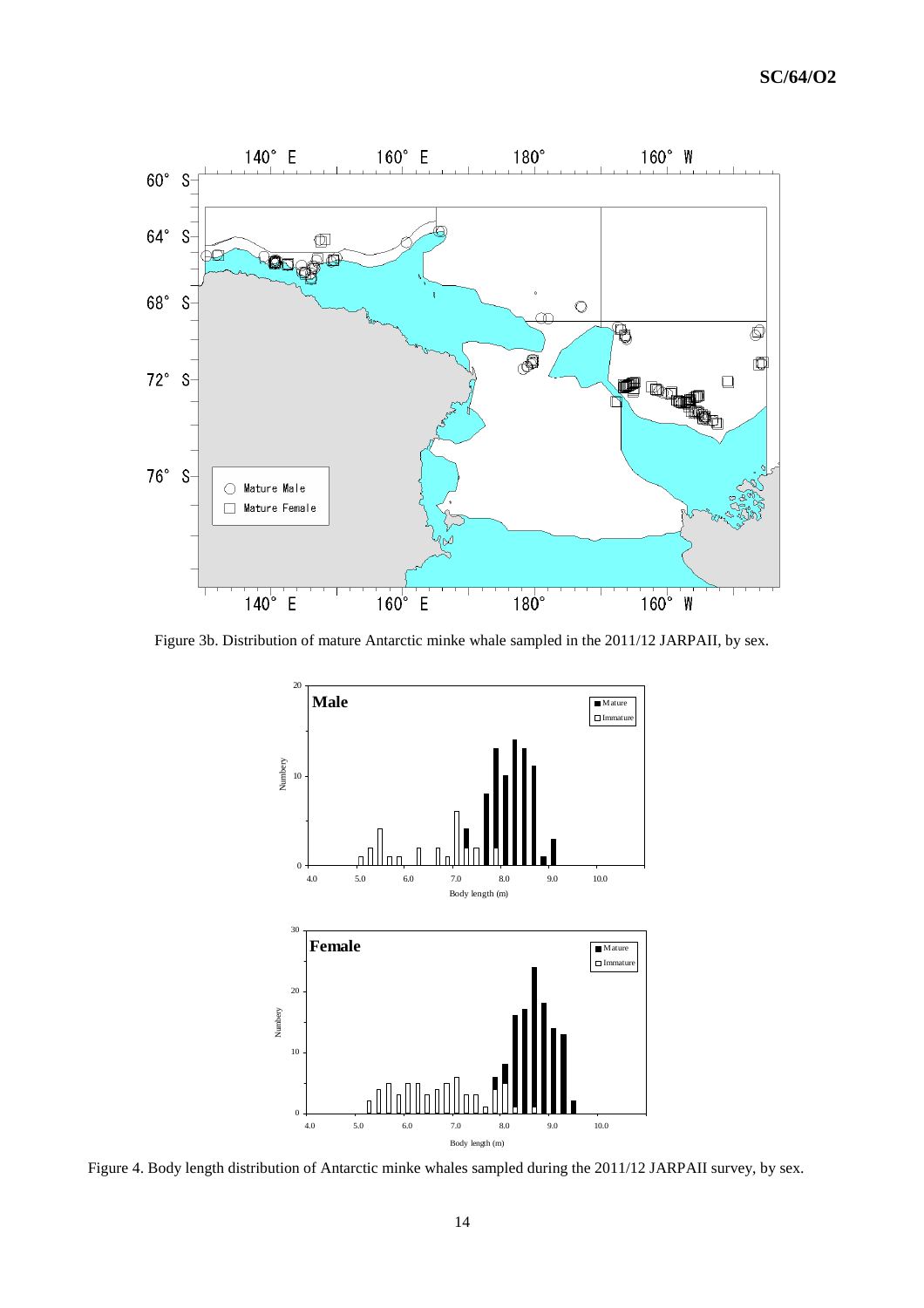140° E
160° E
180°
160° W

60° S
64° S
68° S
72° S
76° S

Mature Male
Mature Female

Figure 3b. Distribution of mature Antarctic minke whale sampled in the 2011/12 JARPAII, by sex.

**Male**

Mature
Immature

Numbery

0
10
20

4.0
5.0
6.0
7.0
8.0
9.0
10.0

Body length (m)

**Female**

Mature
Immature

Numbery

0
10
20
30

4.0
5.0
6.0
7.0
8.0
9.0
10.0

Body length (m)

Figure 4. Body length distribution of Antarctic minke whales sampled during the 2011/12 JARPAII survey, by sex.